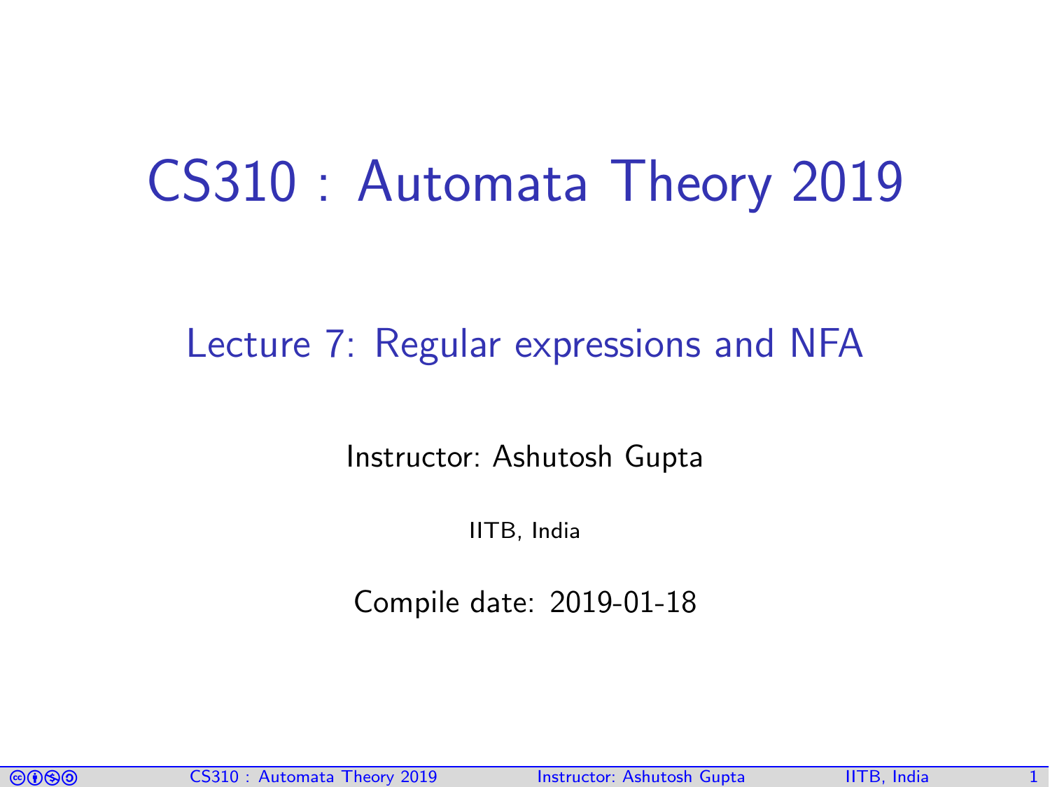# CS310 : Automata Theory 2019

## Lecture 7: Regular expressions and NFA

Instructor: Ashutosh Gupta

IITB, India

Compile date: 2019-01-18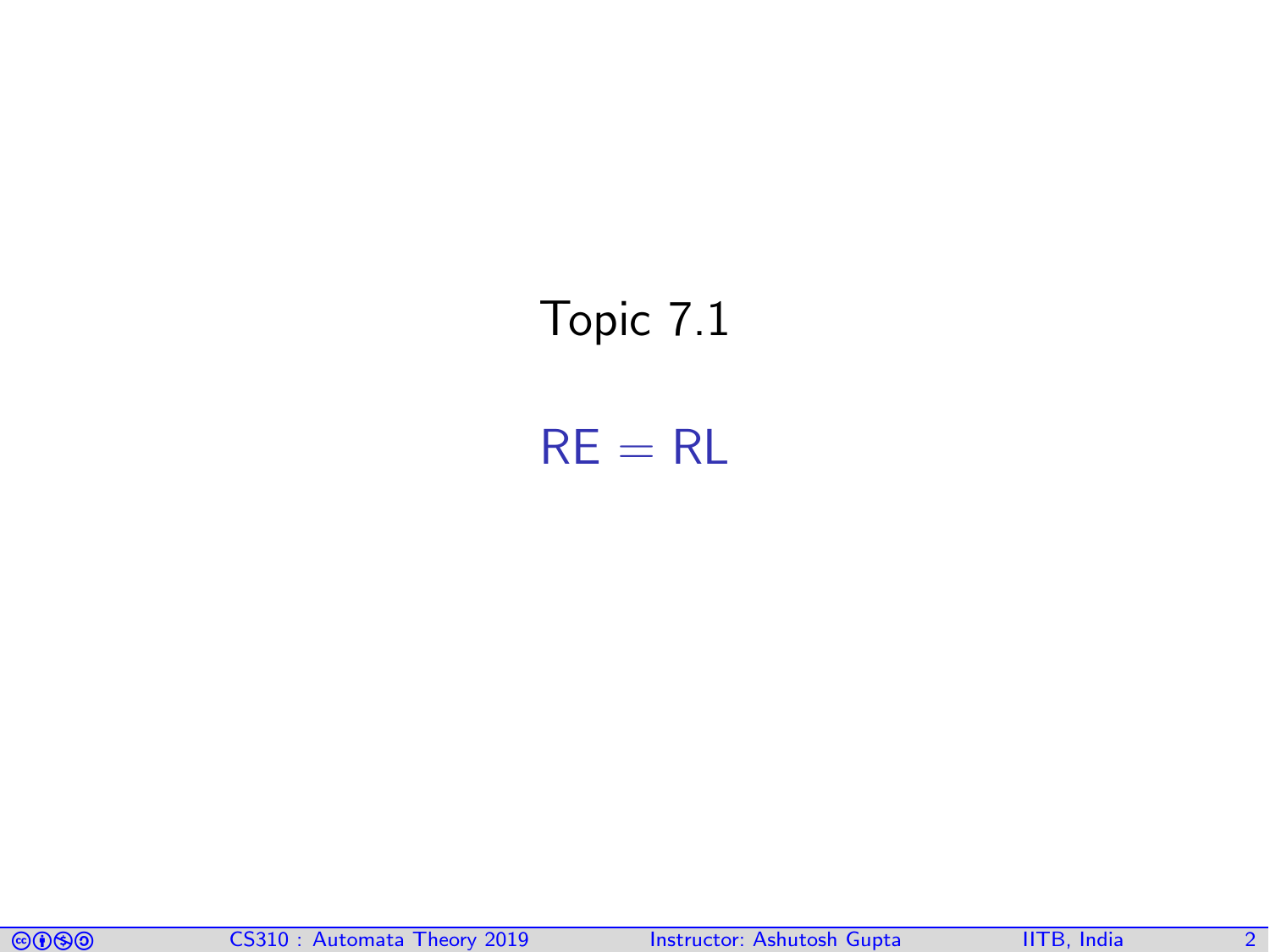# Topic 7.1

## RE = RL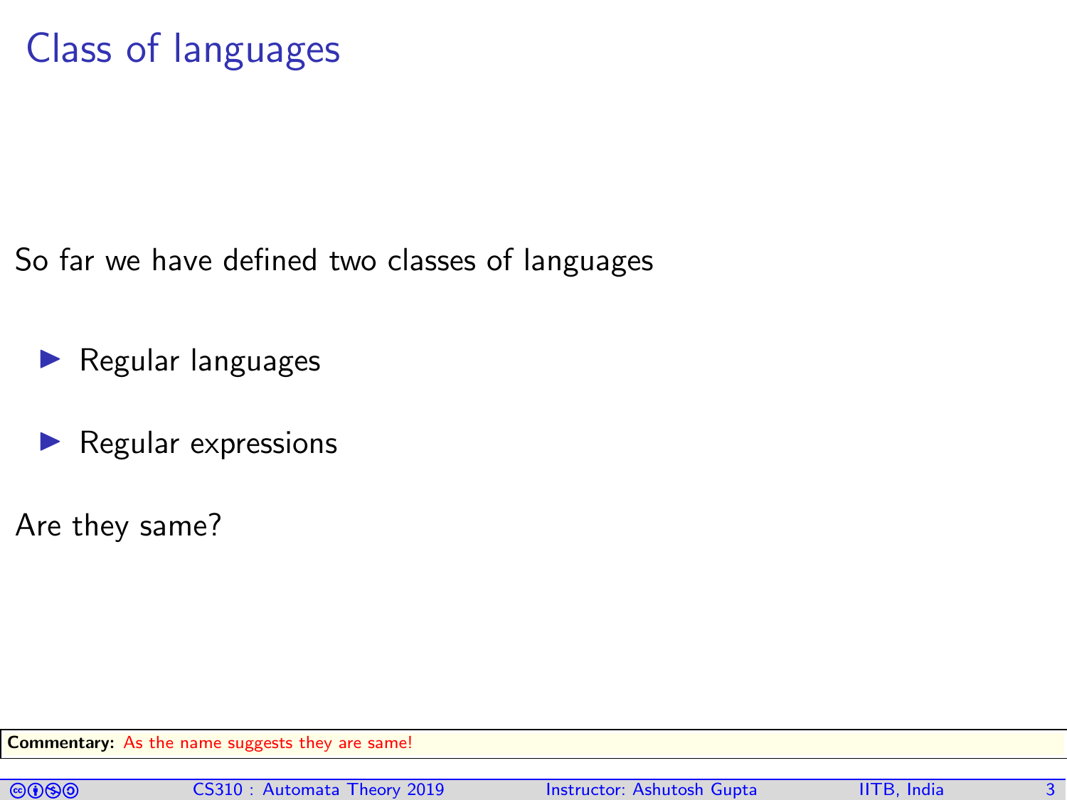# Class of languages

So far we have defined two classes of languages

- Regular languages
- Regular expressions

Are they same?

**Commentary:** As the name suggests they are same!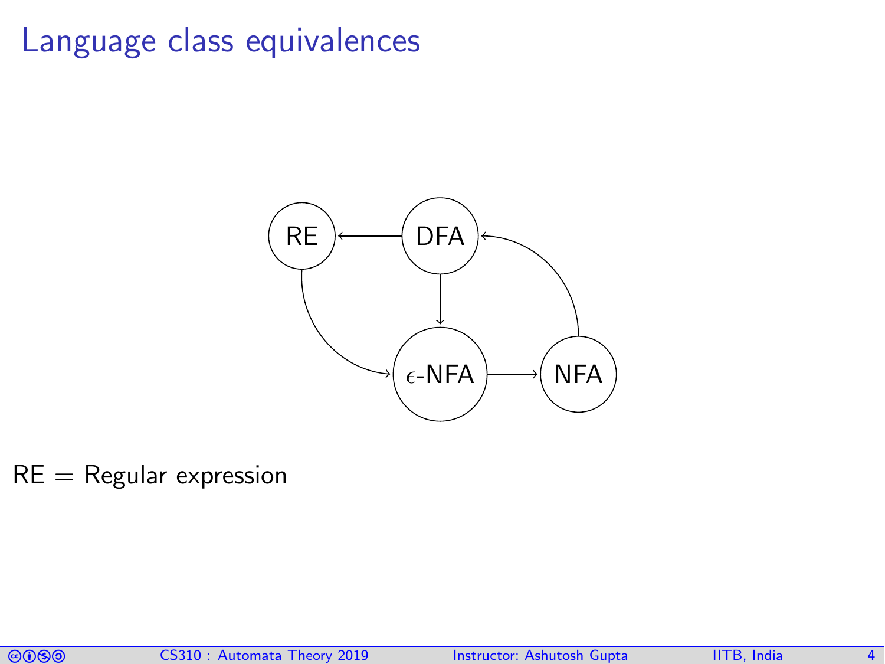# Language class equivalences

RE = Regular expression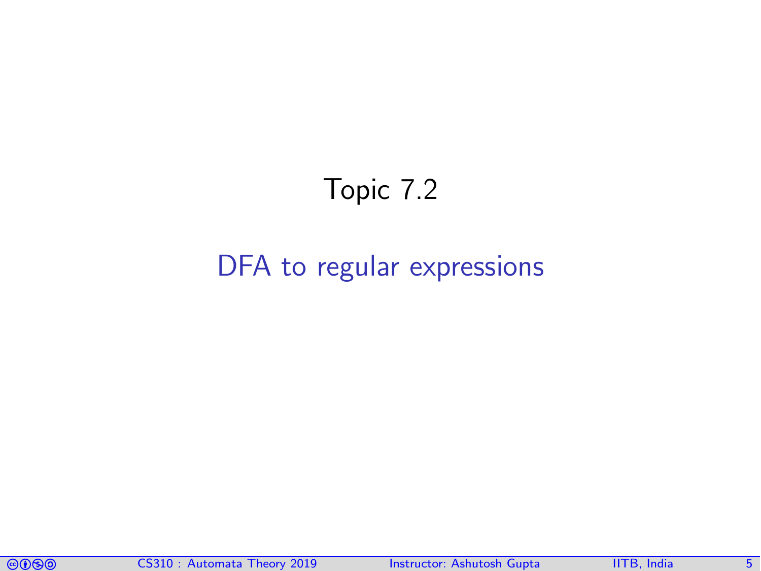# Topic 7.2

## DFA to regular expressions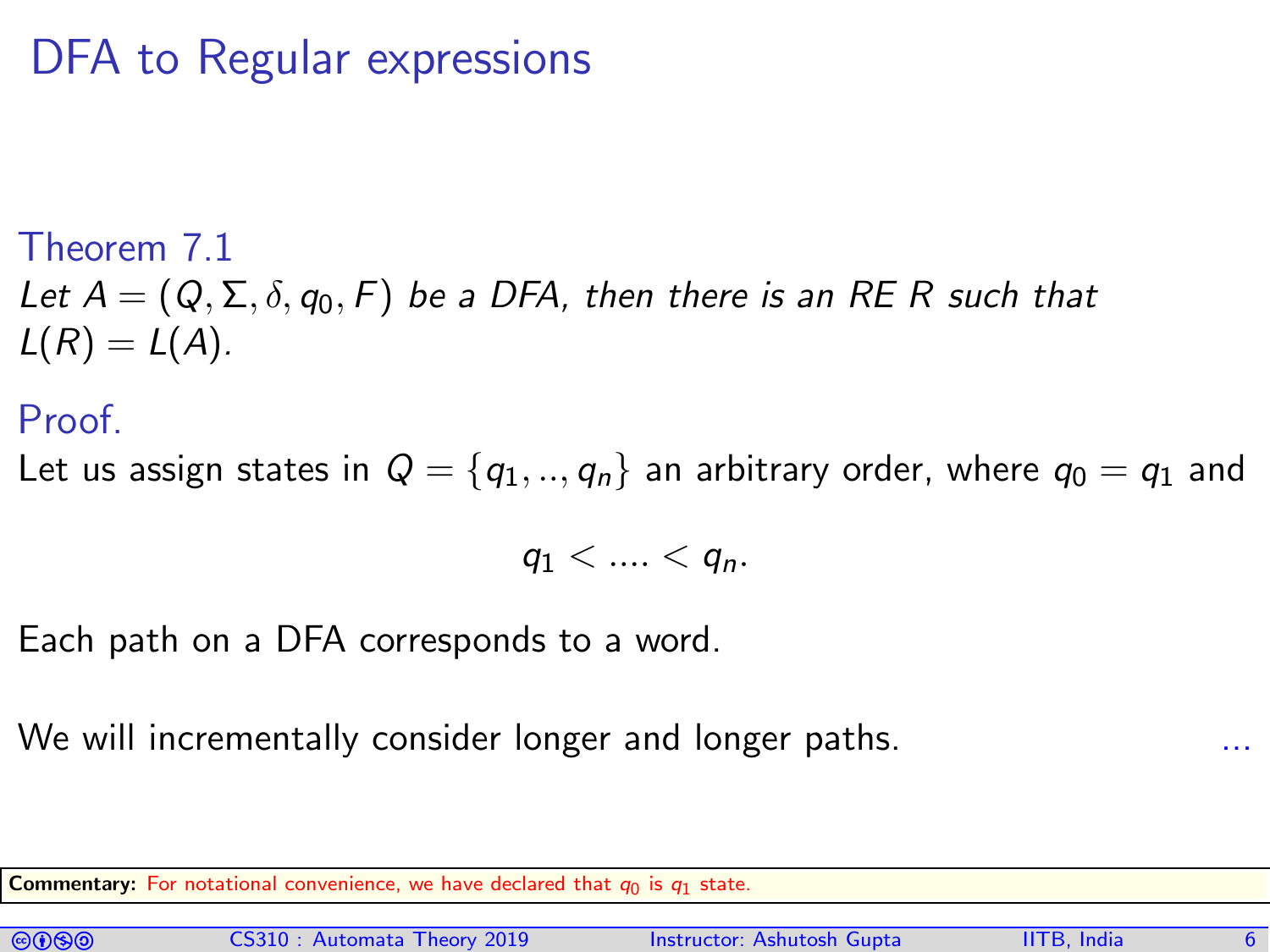# DFA to Regular expressions

**Theorem 7.1**

*Let $A = (Q, \Sigma, \delta, q_0, F)$ be a DFA, then there is an RE $R$ such that $L(R) = L(A)$.*

**Proof.**

Let us assign states in $Q = \{q_1, .., q_n\}$ an arbitrary order, where $q_0 = q_1$ and

$$q_1 < .... < q_n.$$

Each path on a DFA corresponds to a word.

We will incrementally consider longer and longer paths. ...

**Commentary:** For notational convenience, we have declared that $q_0$ is $q_1$ state.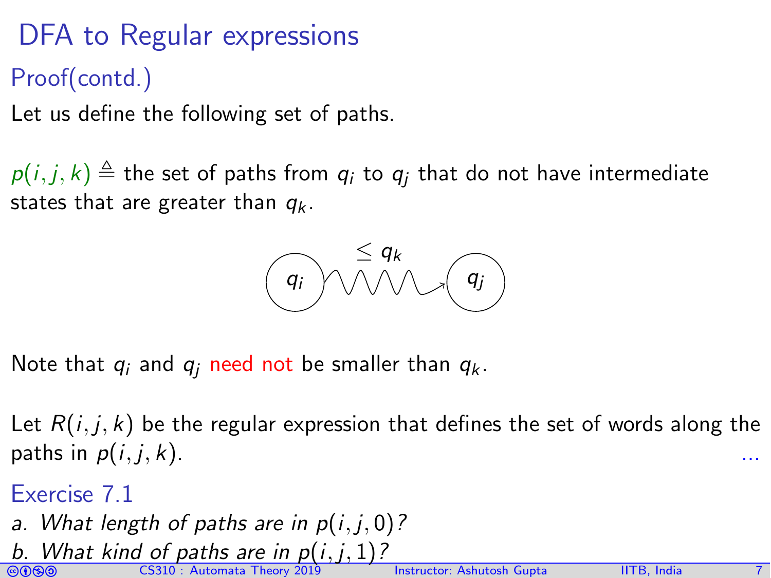# DFA to Regular expressions

## Proof(contd.)

Let us define the following set of paths.

$p(i,j,k) \triangleq$ the set of paths from $q_i$ to $q_j$ that do not have intermediate states that are greater than $q_k$.

Note that $q_i$ and $q_j$ need not be smaller than $q_k$.

Let $R(i,j,k)$ be the regular expression that defines the set of words along the paths in $p(i,j,k)$. ...

### Exercise 7.1

*a. What length of paths are in $p(i,j,0)$?*

*b. What kind of paths are in $p(i,j,1)$?*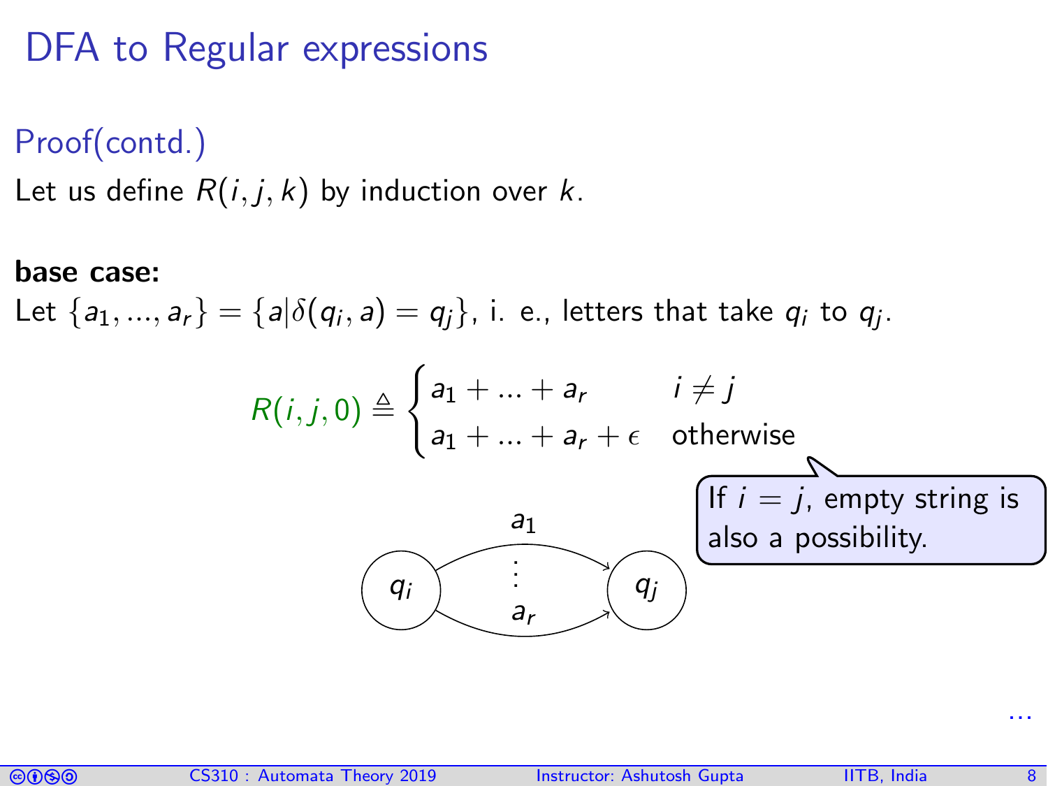# DFA to Regular expressions

## Proof(contd.)

Let us define $R(i,j,k)$ by induction over $k$.

**base case:**

Let $\{a_1, ..., a_r\} = \{a | \delta(q_i, a) = q_j\}$, i. e., letters that take $q_i$ to $q_j$.

$$R(i,j,0) \triangleq \begin{cases} a_1 + ... + a_r & i \neq j \\ a_1 + ... + a_r + \epsilon & \text{otherwise} \end{cases}$$

If $i = j$, empty string is also a possibility.

...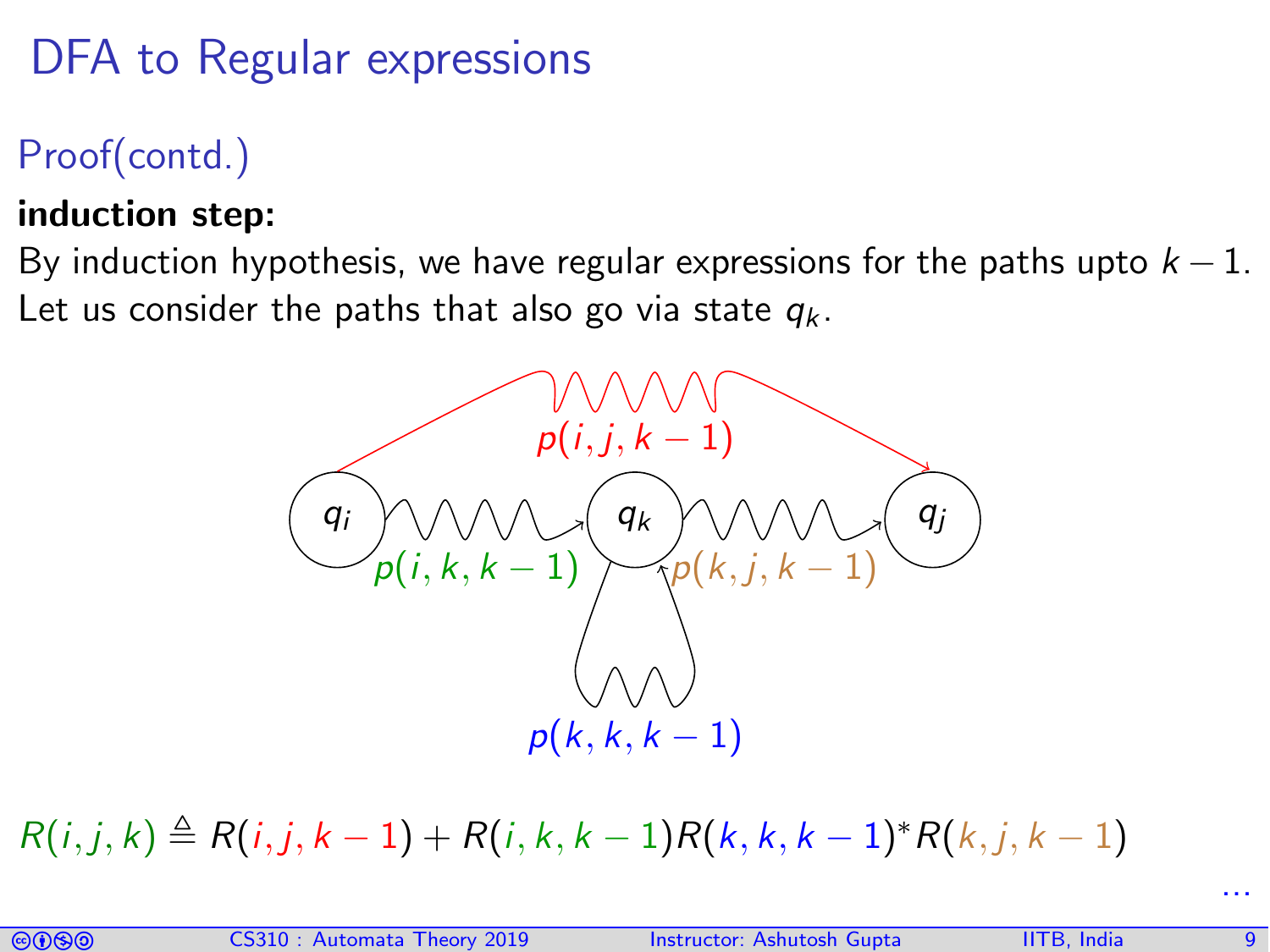# DFA to Regular expressions

## Proof(contd.)

**induction step:**

By induction hypothesis, we have regular expressions for the paths upto $k-1$.
Let us consider the paths that also go via state $q_k$.

$$R(i,j,k) \triangleq R(i,j,k-1) + R(i,k,k-1)R(k,k,k-1)^{*}R(k,j,k-1)$$

...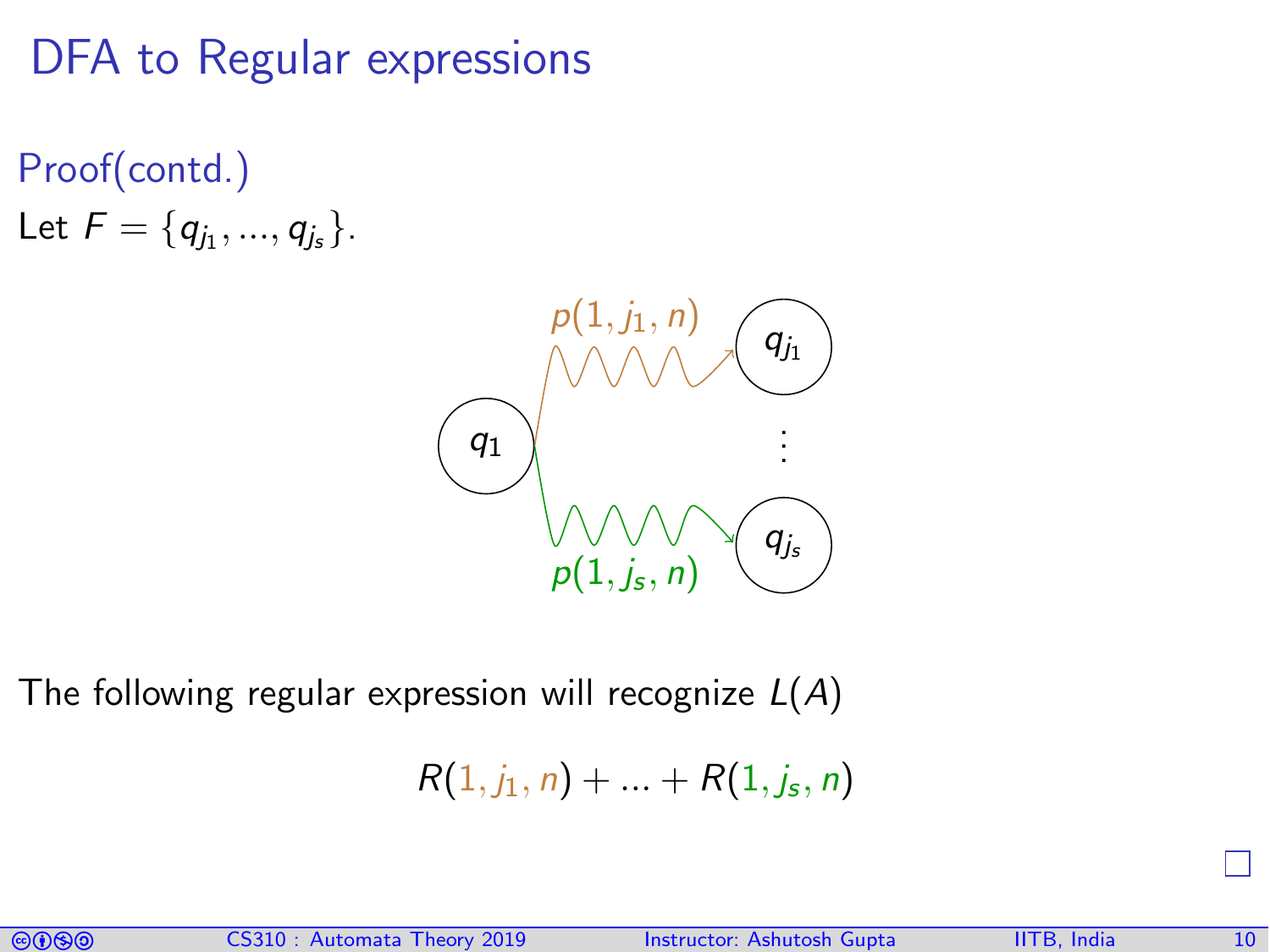# DFA to Regular expressions

## Proof(contd.)

Let $F = \{q_{j_1}, ..., q_{j_s}\}$.

The following regular expression will recognize $L(A)$

$$R(1, j_1, n) + ... + R(1, j_s, n)$$

□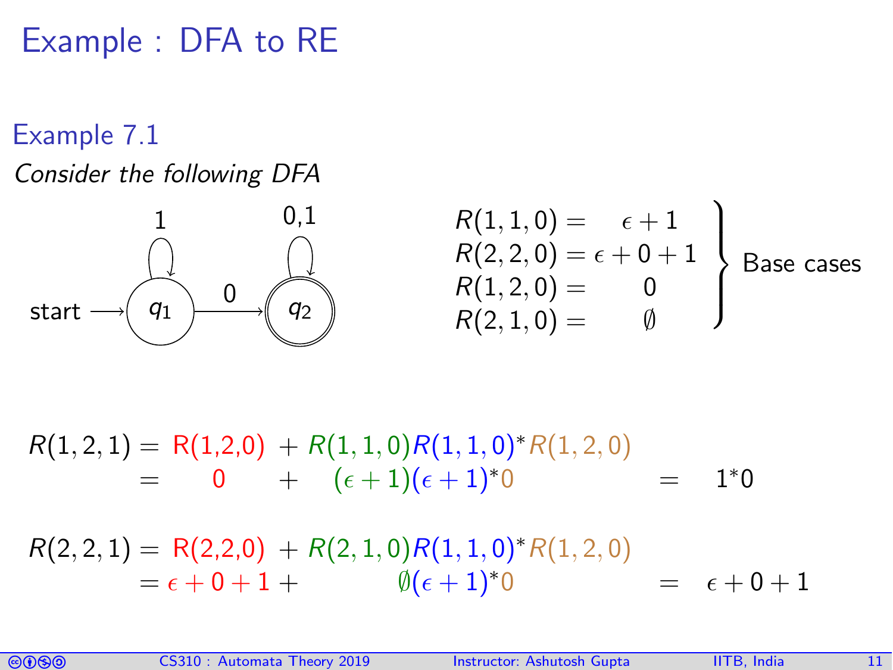# Example : DFA to RE

## Example 7.1

*Consider the following DFA*

start → $q_1$ (self-loop on 1), $q_1 \xrightarrow{0} q_2$, $q_2$ (accepting, self-loop on 0,1)

$$
\left.\begin{aligned}
R(1,1,0) &= \epsilon + 1 \\
R(2,2,0) &= \epsilon + 0 + 1 \\
R(1,2,0) &= 0 \\
R(2,1,0) &= \emptyset
\end{aligned}\right\} \text{Base cases}
$$

$$
\begin{aligned}
R(1,2,1) &= R(1,2,0) + R(1,1,0)R(1,1,0)^*R(1,2,0) \\
&= 0 + (\epsilon + 1)(\epsilon + 1)^*0 \quad = \quad 1^*0
\end{aligned}
$$

$$
\begin{aligned}
R(2,2,1) &= R(2,2,0) + R(2,1,0)R(1,1,0)^*R(1,2,0) \\
&= \epsilon + 0 + 1 + \emptyset(\epsilon + 1)^*0 \quad = \quad \epsilon + 0 + 1
\end{aligned}
$$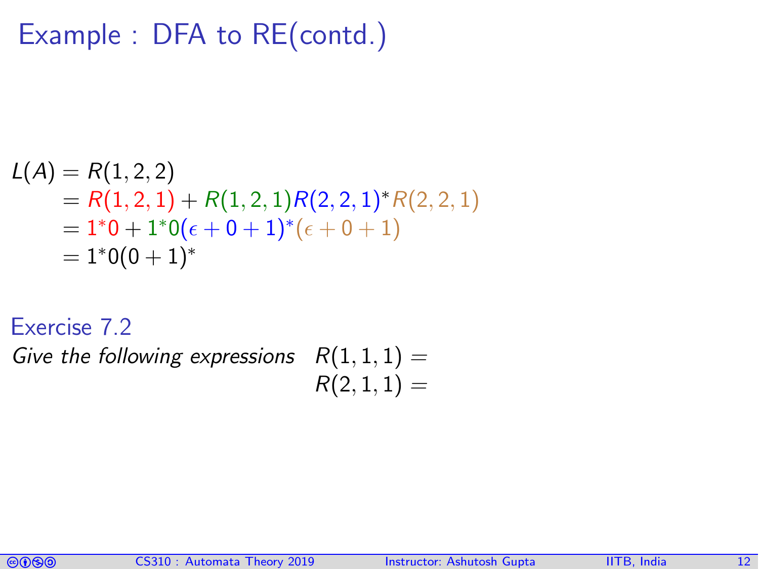# Example : DFA to RE(contd.)

$$
\begin{aligned}
L(A) &= R(1,2,2) \\
&= R(1,2,1) + R(1,2,1)R(2,2,1)^*R(2,2,1) \\
&= 1^*0 + 1^*0(\epsilon + 0 + 1)^*(\epsilon + 0 + 1) \\
&= 1^*0(0+1)^*
\end{aligned}
$$

**Exercise 7.2**

*Give the following expressions* $R(1,1,1) =$

$R(2,1,1) =$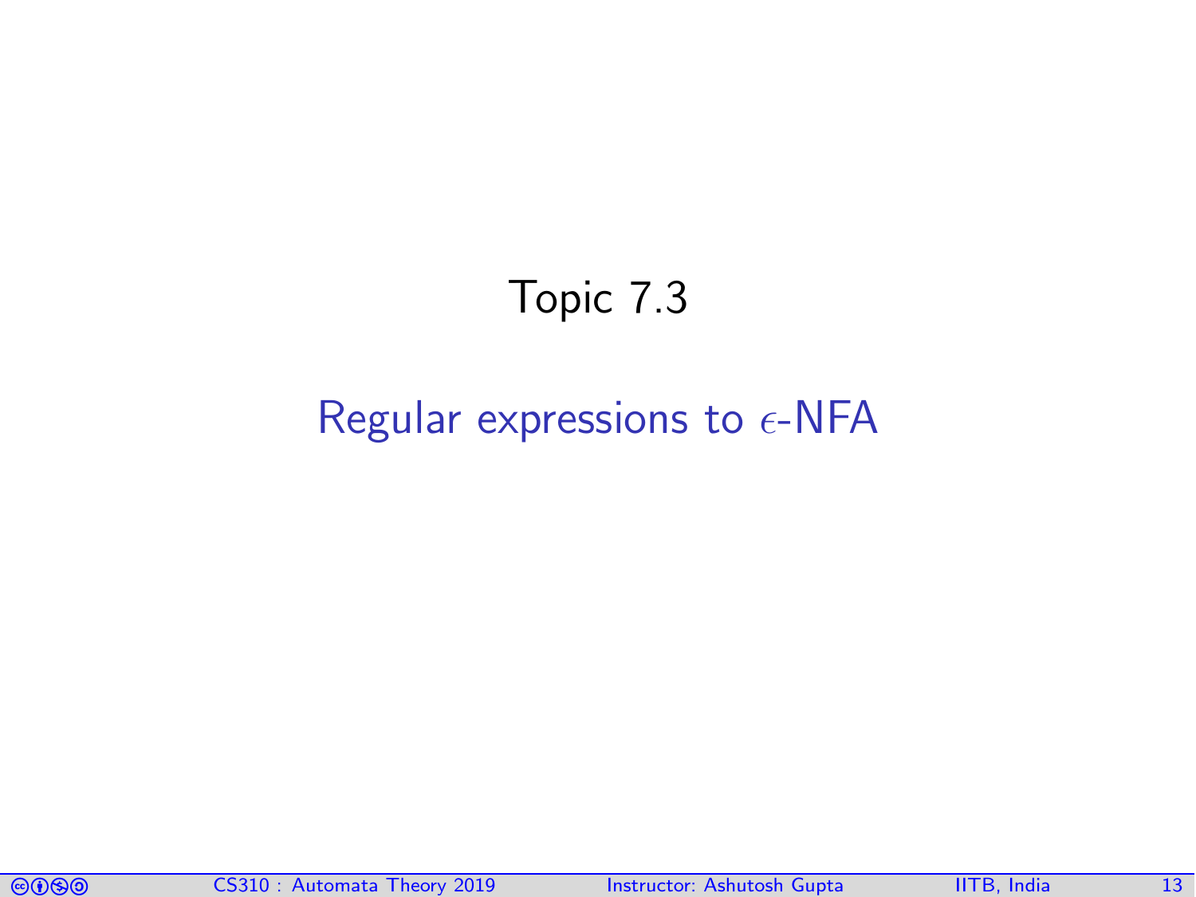# Topic 7.3

## Regular expressions to $\epsilon$-NFA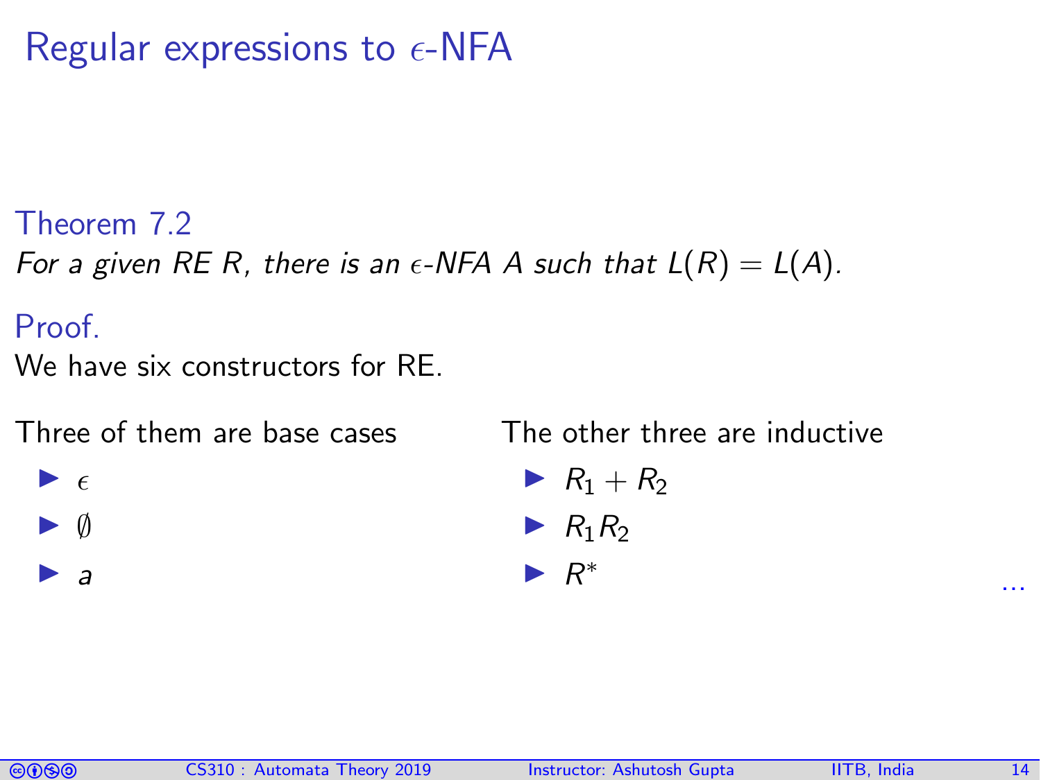# Regular expressions to $\epsilon$-NFA

**Theorem 7.2**

*For a given RE $R$, there is an $\epsilon$-NFA $A$ such that $L(R) = L(A)$.*

**Proof.**

We have six constructors for RE.

Three of them are base cases

- $\epsilon$
- $\emptyset$
- $a$

The other three are inductive

- $R_1 + R_2$
- $R_1 R_2$
- $R^*$

...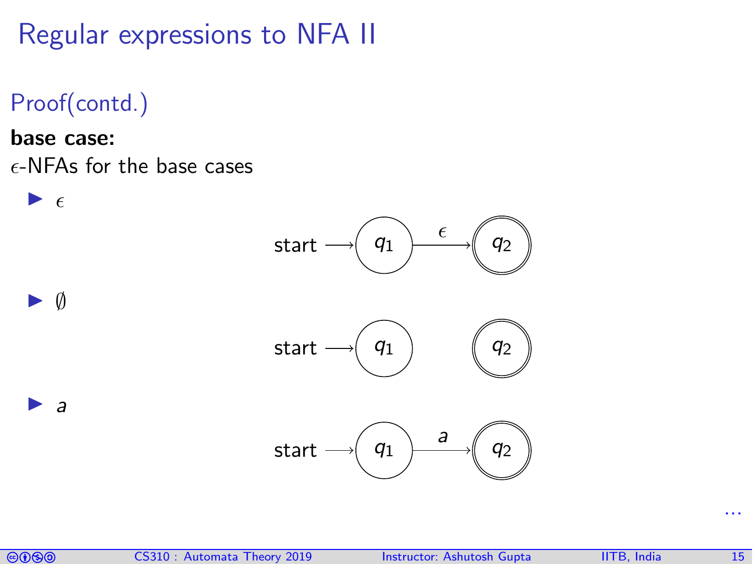# Regular expressions to NFA II

## Proof(contd.)

**base case:**

$\epsilon$-NFAs for the base cases

- $\epsilon$
- $\emptyset$
- $a$

...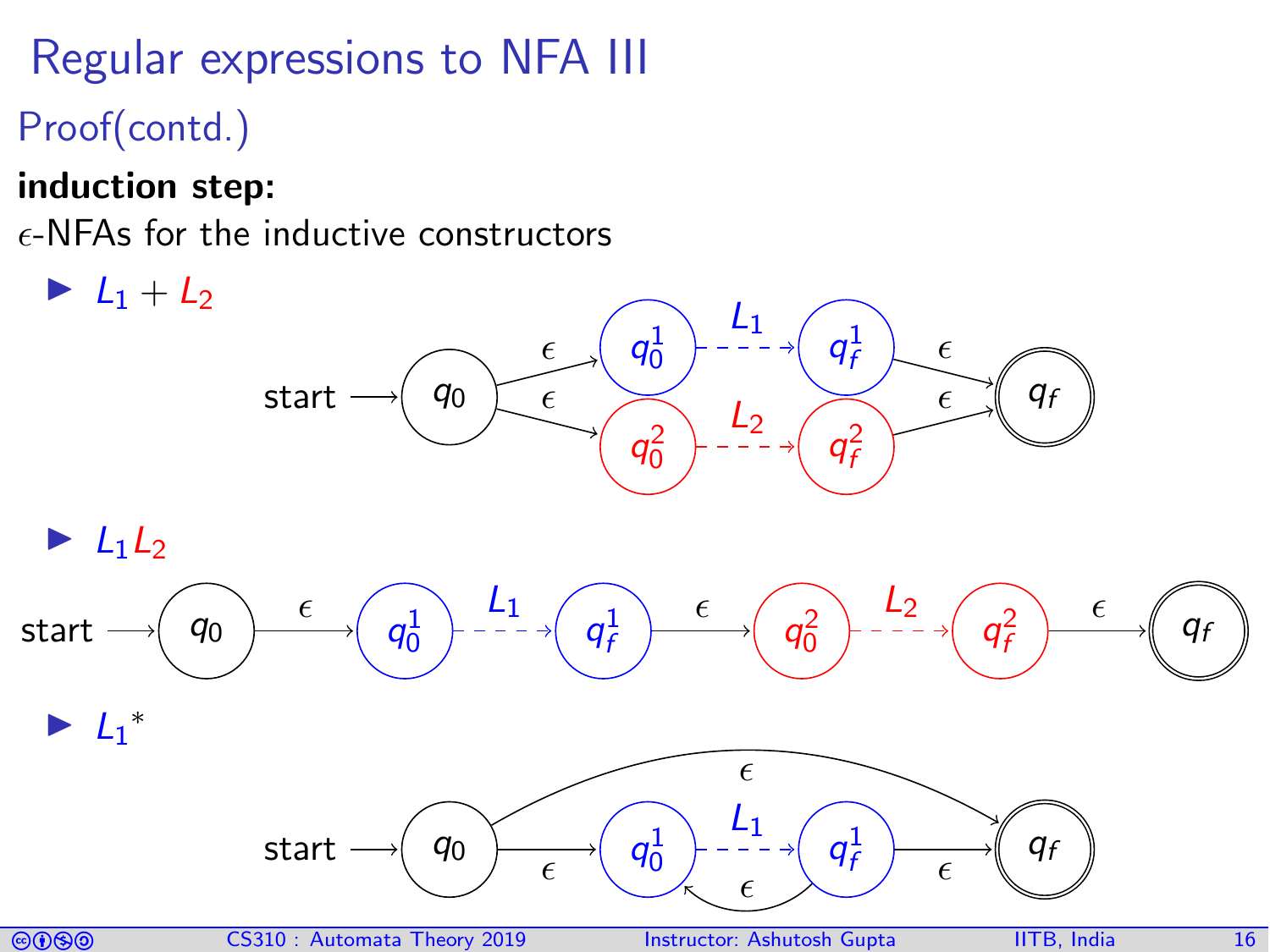# Regular expressions to NFA III

## Proof(contd.)

**induction step:**

$\epsilon$-NFAs for the inductive constructors

- $L_1 + L_2$

- $L_1 L_2$

- ${L_1}^*$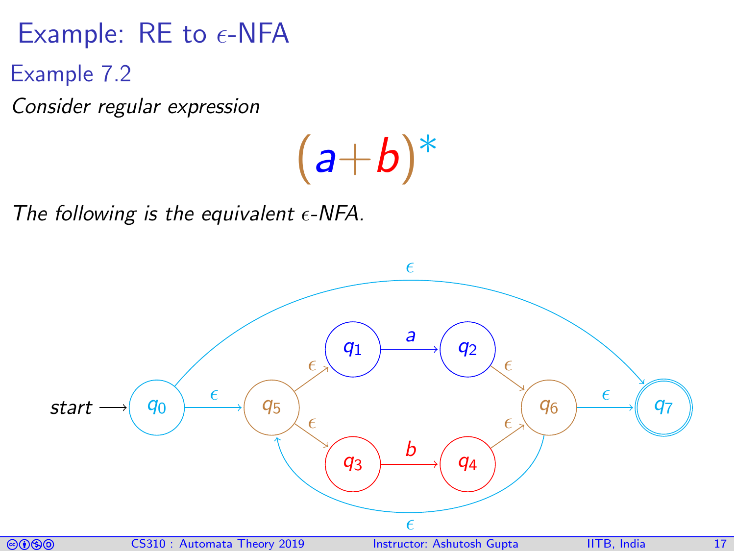# Example: RE to $\epsilon$-NFA

## Example 7.2

*Consider regular expression*

$$(a+b)^*$$

*The following is the equivalent $\epsilon$-NFA.*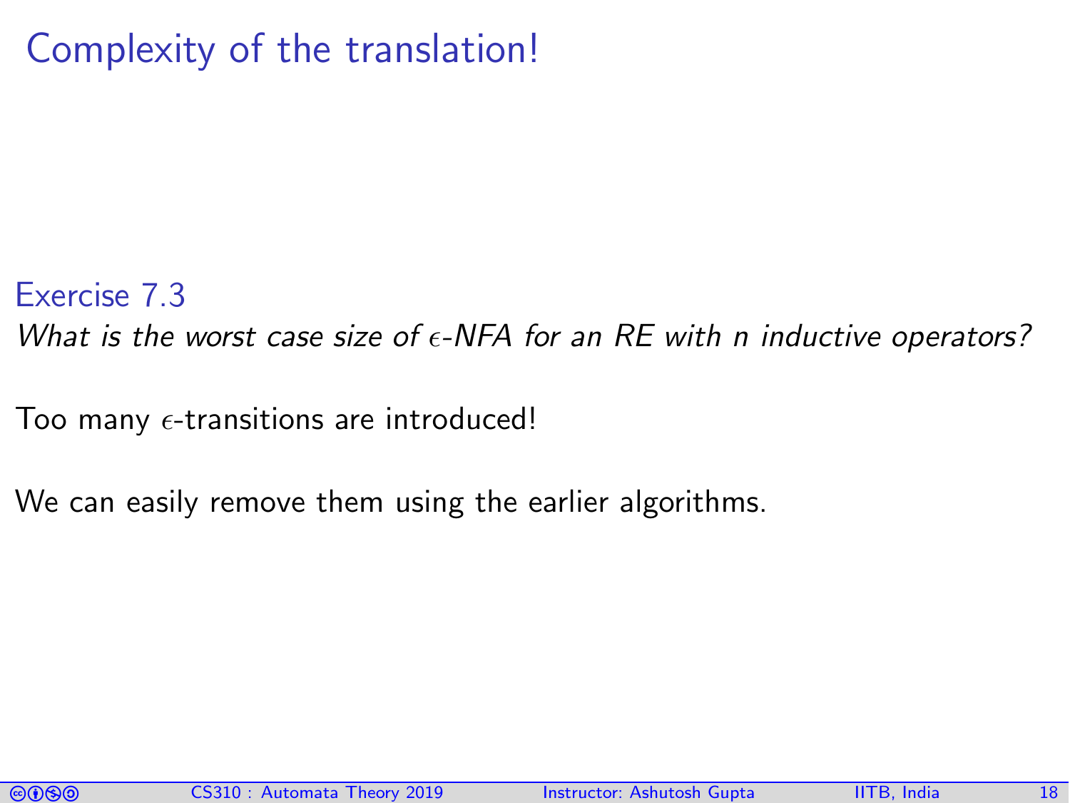# Complexity of the translation!

**Exercise 7.3**

*What is the worst case size of $\epsilon$-NFA for an RE with n inductive operators?*

Too many $\epsilon$-transitions are introduced!

We can easily remove them using the earlier algorithms.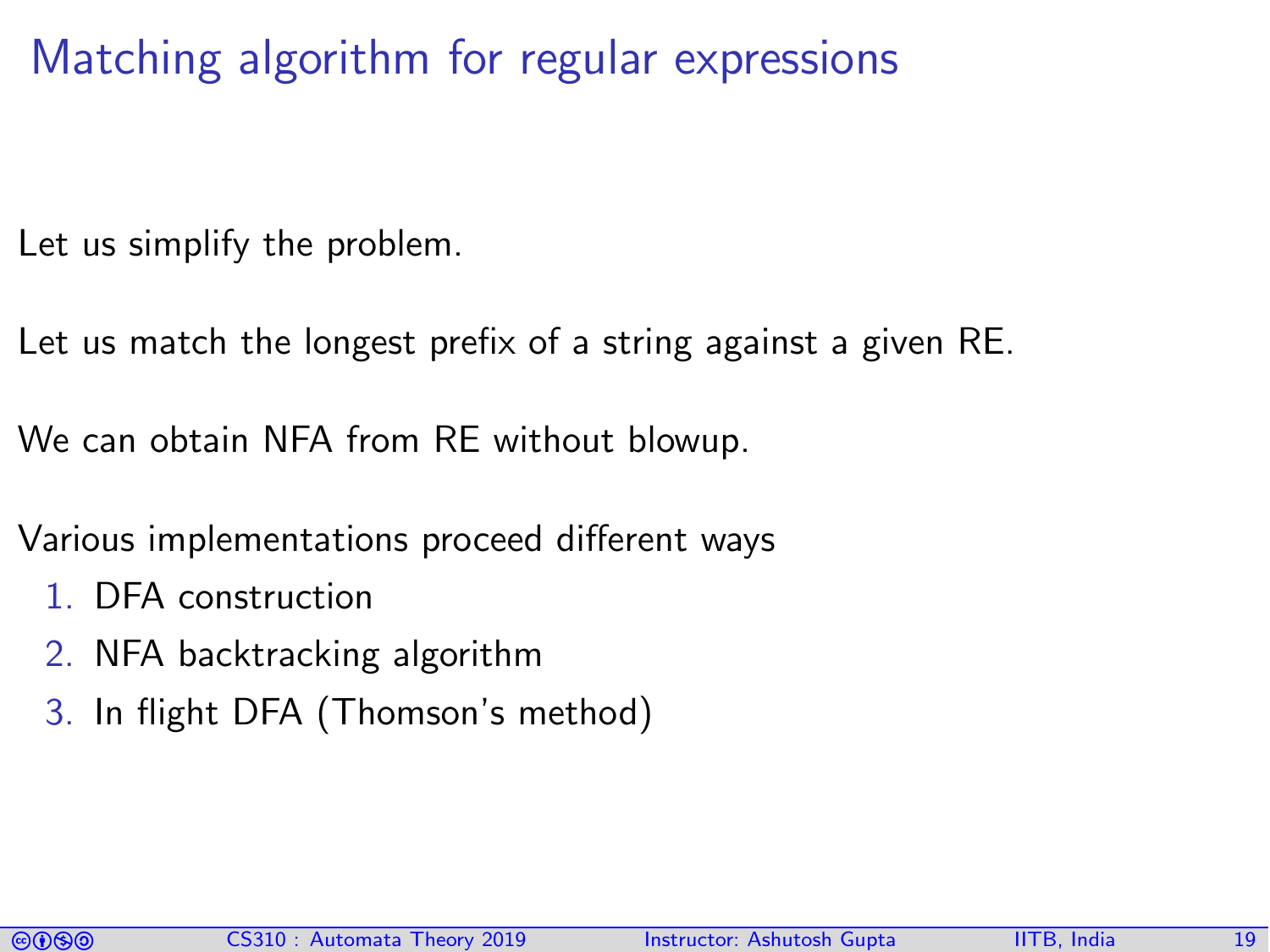# Matching algorithm for regular expressions

Let us simplify the problem.

Let us match the longest prefix of a string against a given RE.

We can obtain NFA from RE without blowup.

Various implementations proceed different ways

1. DFA construction
2. NFA backtracking algorithm
3. In flight DFA (Thomson's method)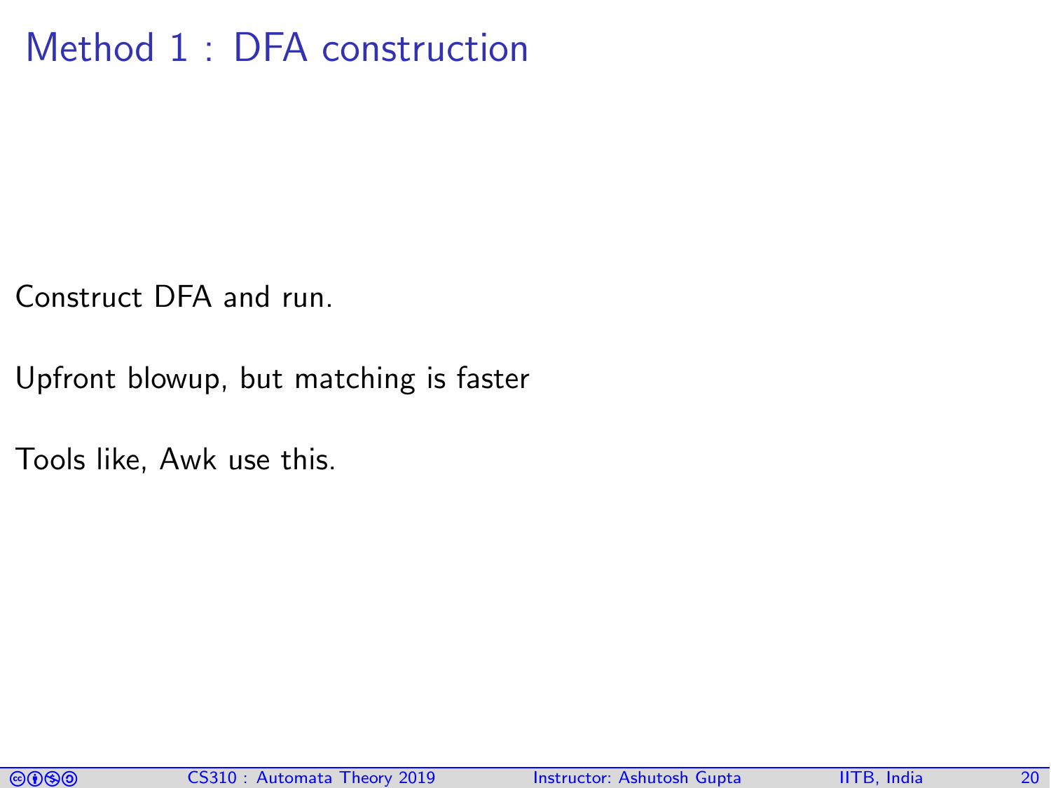# Method 1 : DFA construction

Construct DFA and run.

Upfront blowup, but matching is faster

Tools like, Awk use this.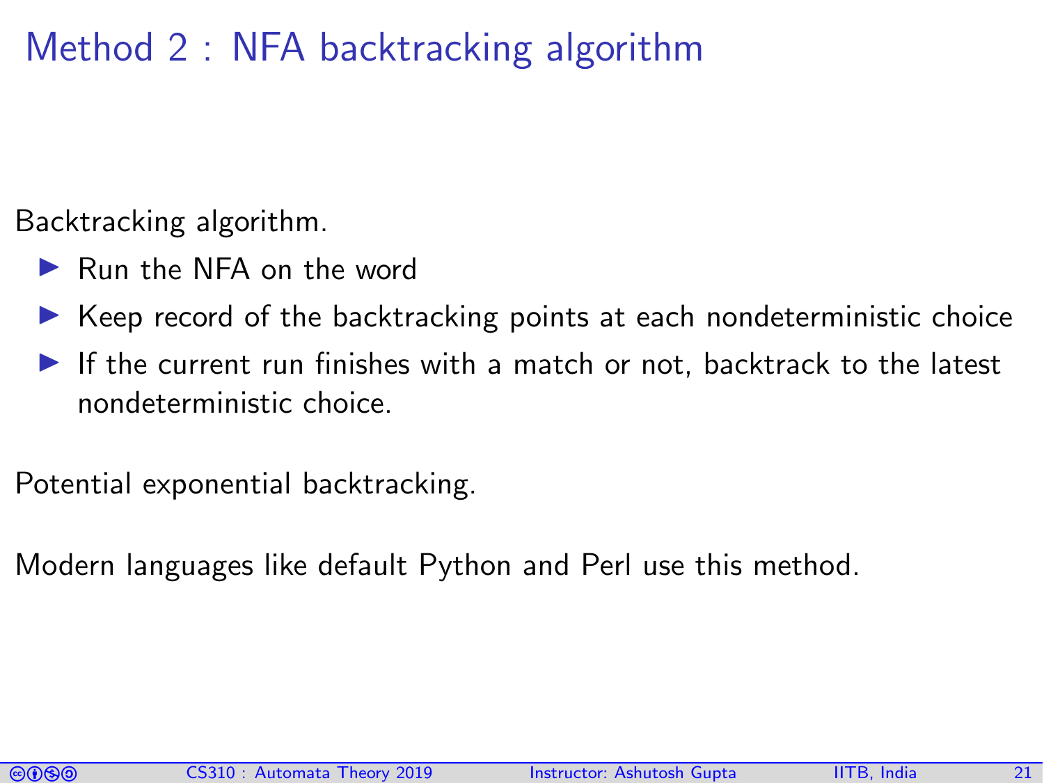# Method 2 : NFA backtracking algorithm

Backtracking algorithm.

- Run the NFA on the word
- Keep record of the backtracking points at each nondeterministic choice
- If the current run finishes with a match or not, backtrack to the latest nondeterministic choice.

Potential exponential backtracking.

Modern languages like default Python and Perl use this method.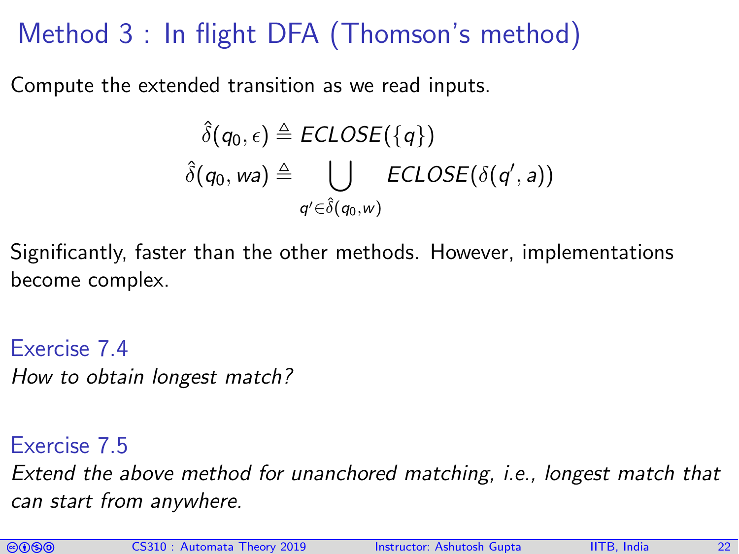# Method 3 : In flight DFA (Thomson's method)

Compute the extended transition as we read inputs.

$$\hat{\delta}(q_0, \epsilon) \triangleq ECLOSE(\{q\})$$

$$\hat{\delta}(q_0, wa) \triangleq \bigcup_{q' \in \hat{\delta}(q_0, w)} ECLOSE(\delta(q', a))$$

Significantly, faster than the other methods. However, implementations become complex.

**Exercise 7.4**

*How to obtain longest match?*

**Exercise 7.5**

*Extend the above method for unanchored matching, i.e., longest match that can start from anywhere.*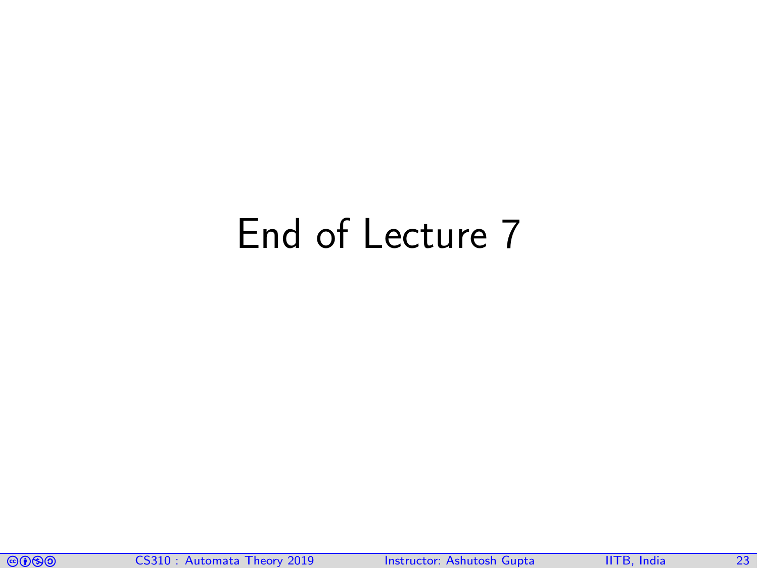# End of Lecture 7